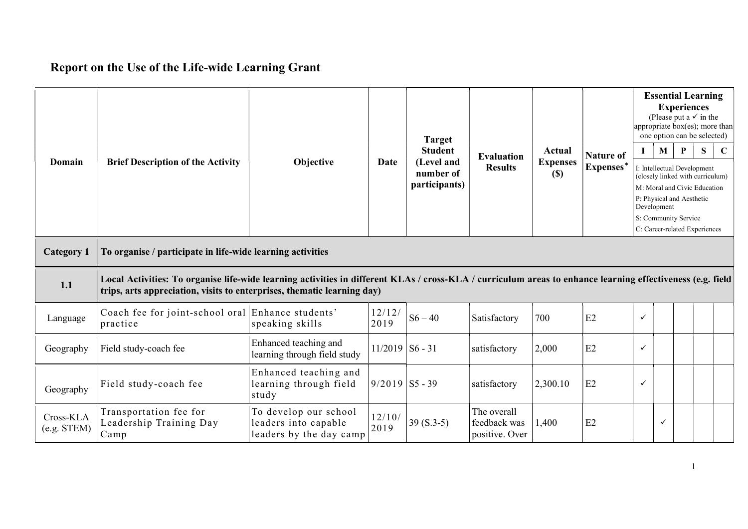# Report on the Use of the Life-wide Learning Grant

| Domain | Brief Description of the Activity | Objective | Date | Target Student (Level and number of participants) | Evaluation Results | Actual Expenses ($) | Nature of Expenses* | Essential Learning Experiences (Please put a ✓ in the appropriate box(es); more than one option can be selected) | | | | |
|---|---|---|---|---|---|---|---|---|---|---|---|---|
| | | | | | | | | I | M | P | S | C |
| | | | | | | | | I: Intellectual Development (closely linked with curriculum) M: Moral and Civic Education P: Physical and Aesthetic Development S: Community Service C: Career-related Experiences | | | | |
| **Category 1** | **To organise / participate in life-wide learning activities** | | | | | | | | | | | |
| **1.1** | **Local Activities: To organise life-wide learning activities in different KLAs / cross-KLA / curriculum areas to enhance learning effectiveness (e.g. field trips, arts appreciation, visits to enterprises, thematic learning day)** | | | | | | | | | | | |
| Language | Coach fee for joint-school oral practice | Enhance students' speaking skills | 12/12/2019 | S6 – 40 | Satisfactory | 700 | E2 | ✓ | | | | |
| Geography | Field study-coach fee | Enhanced teaching and learning through field study | 11/2019 | S6 - 31 | satisfactory | 2,000 | E2 | ✓ | | | | |
| Geography | Field study-coach fee | Enhanced teaching and learning through field study | 9/2019 | S5 - 39 | satisfactory | 2,300.10 | E2 | ✓ | | | | |
| Cross-KLA (e.g. STEM) | Transportation fee for Leadership Training Day Camp | To develop our school leaders into capable leaders by the day camp | 12/10/2019 | 39 (S.3-5) | The overall feedback was positive. Over | 1,400 | E2 | | ✓ | | | |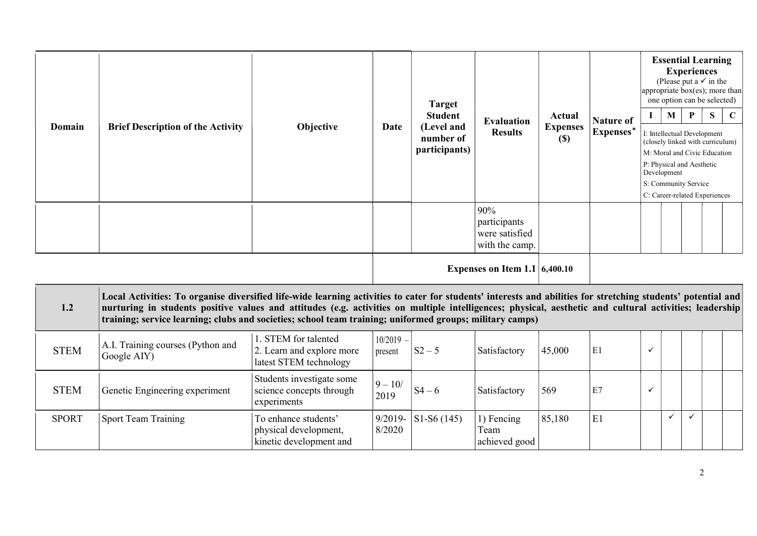| Domain | Brief Description of the Activity | Objective | Date | Target Student (Level and number of participants) | Evaluation Results | Actual Expenses ($) | Nature of Expenses* | Essential Learning Experiences (Please put a ✓ in the appropriate box(es); more than one option can be selected) | | | | |
|---|---|---|---|---|---|---|---|---|---|---|---|---|
| | | | | | | | | I | M | P | S | C |
| | | | | | | | | I: Intellectual Development (closely linked with curriculum)<br>M: Moral and Civic Education<br>P: Physical and Aesthetic Development<br>S: Community Service<br>C: Career-related Experiences | | | | |
| | | | | | 90% participants were satisfied with the camp. | | | | | | | |
| | | | | | **Expenses on Item 1.1** | **6,400.10** | | | | | | |
| **1.2** | **Local Activities: To organise diversified life-wide learning activities to cater for students' interests and abilities for stretching students' potential and nurturing in students positive values and attitudes (e.g. activities on multiple intelligences; physical, aesthetic and cultural activities; leadership training; service learning; clubs and societies; school team training; uniformed groups; military camps)** | | | | | | | | | | | |
| STEM | A.I. Training courses (Python and Google AIY) | 1. STEM for talented<br>2. Learn and explore more latest STEM technology | 10/2019 – present | S2 – 5 | Satisfactory | 45,000 | E1 | ✓ | | | | |
| STEM | Genetic Engineering experiment | Students investigate some science concepts through experiments | 9 – 10/ 2019 | S4 – 6 | Satisfactory | 569 | E7 | ✓ | | | | |
| SPORT | Sport Team Training | To enhance students' physical development, kinetic development and | 9/2019- 8/2020 | S1-S6 (145) | 1) Fencing Team achieved good | 85,180 | E1 | | ✓ | ✓ | | |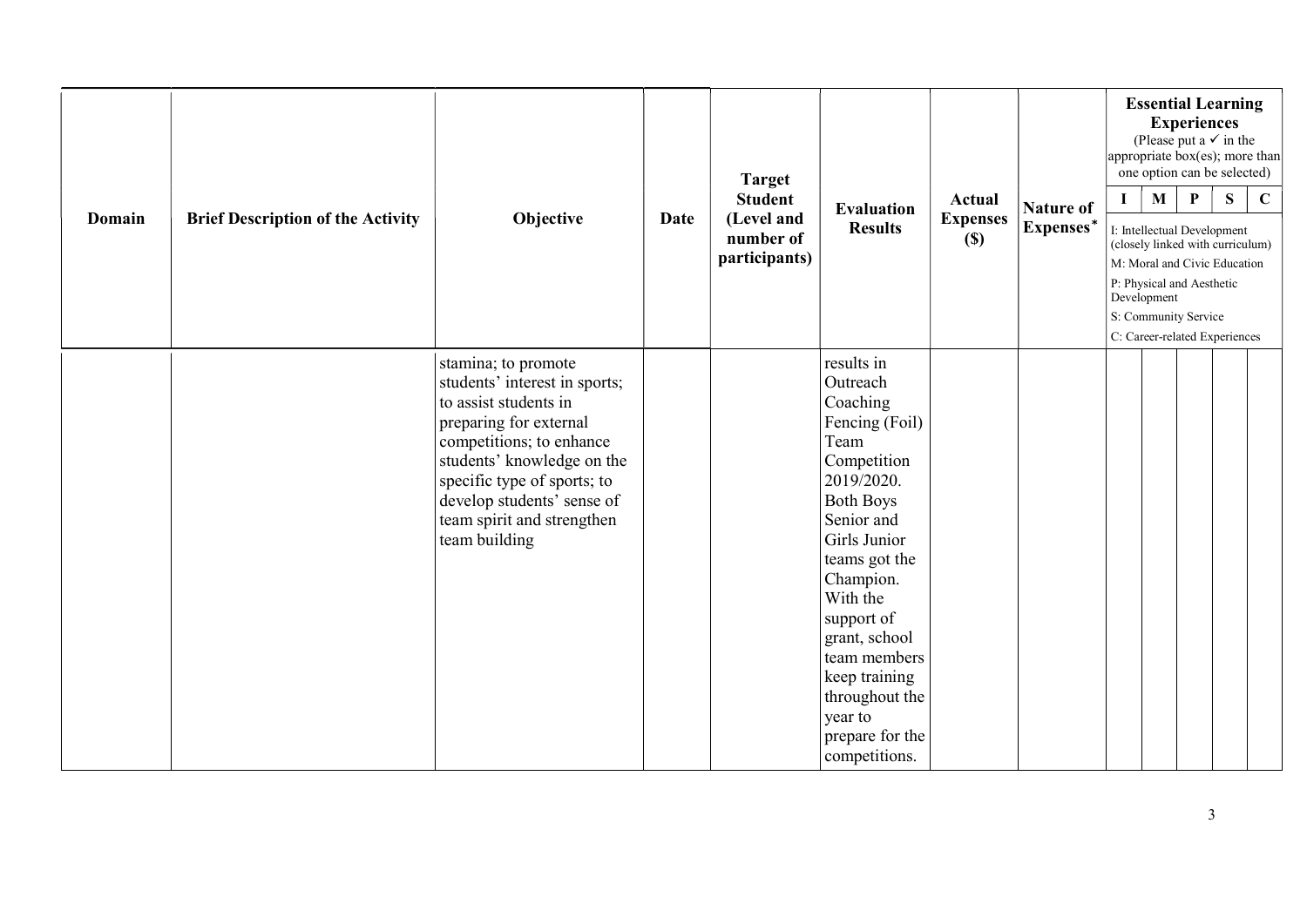| Domain | Brief Description of the Activity | Objective | Date | Target Student (Level and number of participants) | Evaluation Results | Actual Expenses ($) | Nature of Expenses* | Essential Learning Experiences (Please put a ✓ in the appropriate box(es); more than one option can be selected) | | | | |
|---|---|---|---|---|---|---|---|---|---|---|---|---|
| | | | | | | | | I | M | P | S | C |
| | | | | | | | | I: Intellectual Development (closely linked with curriculum)<br>M: Moral and Civic Education<br>P: Physical and Aesthetic Development<br>S: Community Service<br>C: Career-related Experiences | | | | |
| | | stamina; to promote students' interest in sports; to assist students in preparing for external competitions; to enhance students' knowledge on the specific type of sports; to develop students' sense of team spirit and strengthen team building | | | results in Outreach Coaching Fencing (Foil) Team Competition 2019/2020. Both Boys Senior and Girls Junior teams got the Champion. With the support of grant, school team members keep training throughout the year to prepare for the competitions. | | | | | | | |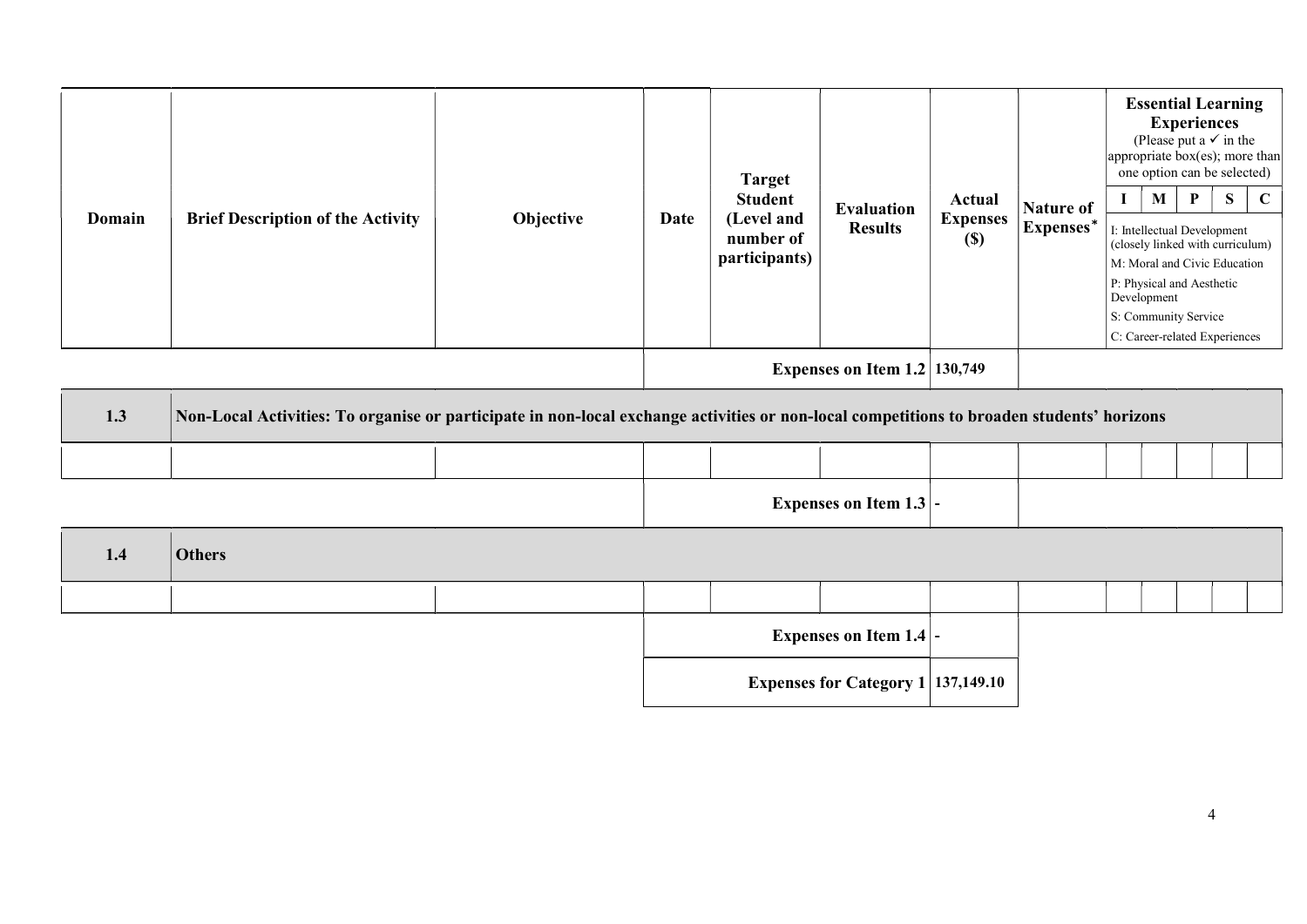| Domain | Brief Description of the Activity | Objective | Date | Target Student (Level and number of participants) | Evaluation Results | Actual Expenses ($) | Nature of Expenses* | Essential Learning Experiences (Please put a ✓ in the appropriate box(es); more than one option can be selected) | | | | |
|---|---|---|---|---|---|---|---|---|---|---|---|---|
| | | | | | | | | I | M | P | S | C |
| | | | | | | | | I: Intellectual Development (closely linked with curriculum) M: Moral and Civic Education P: Physical and Aesthetic Development S: Community Service C: Career-related Experiences | | | | |
| | | | | | **Expenses on Item 1.2** | **130,749** | | | | | | |
| **1.3** | **Non-Local Activities: To organise or participate in non-local exchange activities or non-local competitions to broaden students' horizons** | | | | | | | | | | | |
| | | | | | | | | | | | | |
| | | | | | **Expenses on Item 1.3** | **-** | | | | | | |
| **1.4** | **Others** | | | | | | | | | | | |
| | | | | | | | | | | | | |
| | | | | | **Expenses on Item 1.4** | **-** | | | | | | |
| | | | | | **Expenses for Category 1** | **137,149.10** | | | | | | |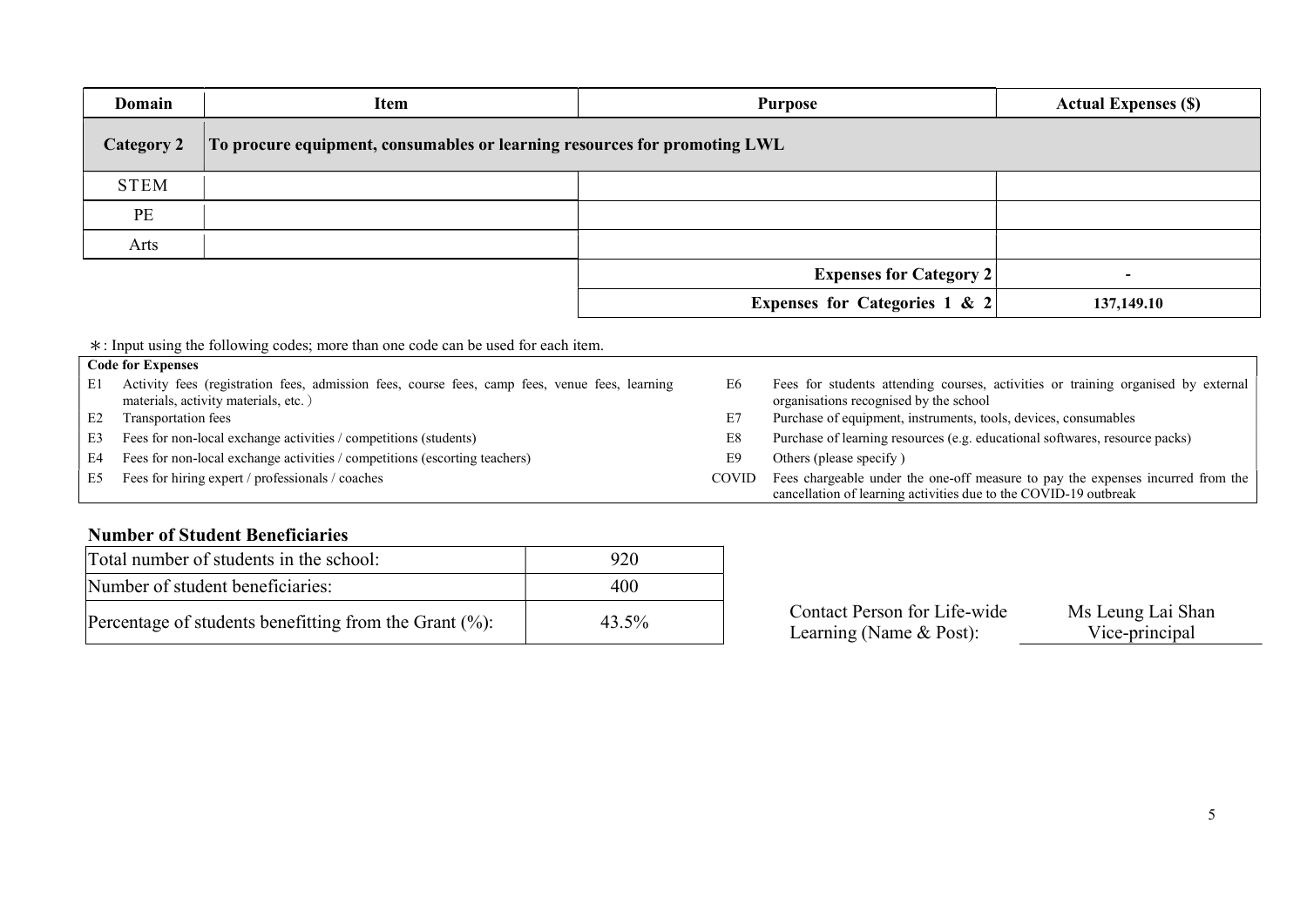| Domain | Item | Purpose | Actual Expenses ($) |
| --- | --- | --- | --- |
| **Category 2** | **To procure equipment, consumables or learning resources for promoting LWL** | | |
| STEM | | | |
| PE | | | |
| Arts | | | |
| | | **Expenses for Category 2** | - |
| | | **Expenses for Categories 1 & 2** | 137,149.10 |

*: Input using the following codes; more than one code can be used for each item.

| **Code for Expenses** | | | |
| --- | --- | --- | --- |
| E1 | Activity fees (registration fees, admission fees, course fees, camp fees, venue fees, learning materials, activity materials, etc. ) | E6 | Fees for students attending courses, activities or training organised by external organisations recognised by the school |
| E2 | Transportation fees | E7 | Purchase of equipment, instruments, tools, devices, consumables |
| E3 | Fees for non-local exchange activities / competitions (students) | E8 | Purchase of learning resources (e.g. educational softwares, resource packs) |
| E4 | Fees for non-local exchange activities / competitions (escorting teachers) | E9 | Others (please specify ) |
| E5 | Fees for hiring expert / professionals / coaches | COVID | Fees chargeable under the one-off measure to pay the expenses incurred from the cancellation of learning activities due to the COVID-19 outbreak |

**Number of Student Beneficiaries**

| | |
| --- | --- |
| Total number of students in the school: | 920 |
| Number of student beneficiaries: | 400 |
| Percentage of students benefitting from the Grant (%): | 43.5% |

Contact Person for Life-wide Learning (Name & Post): Ms Leung Lai Shan, Vice-principal